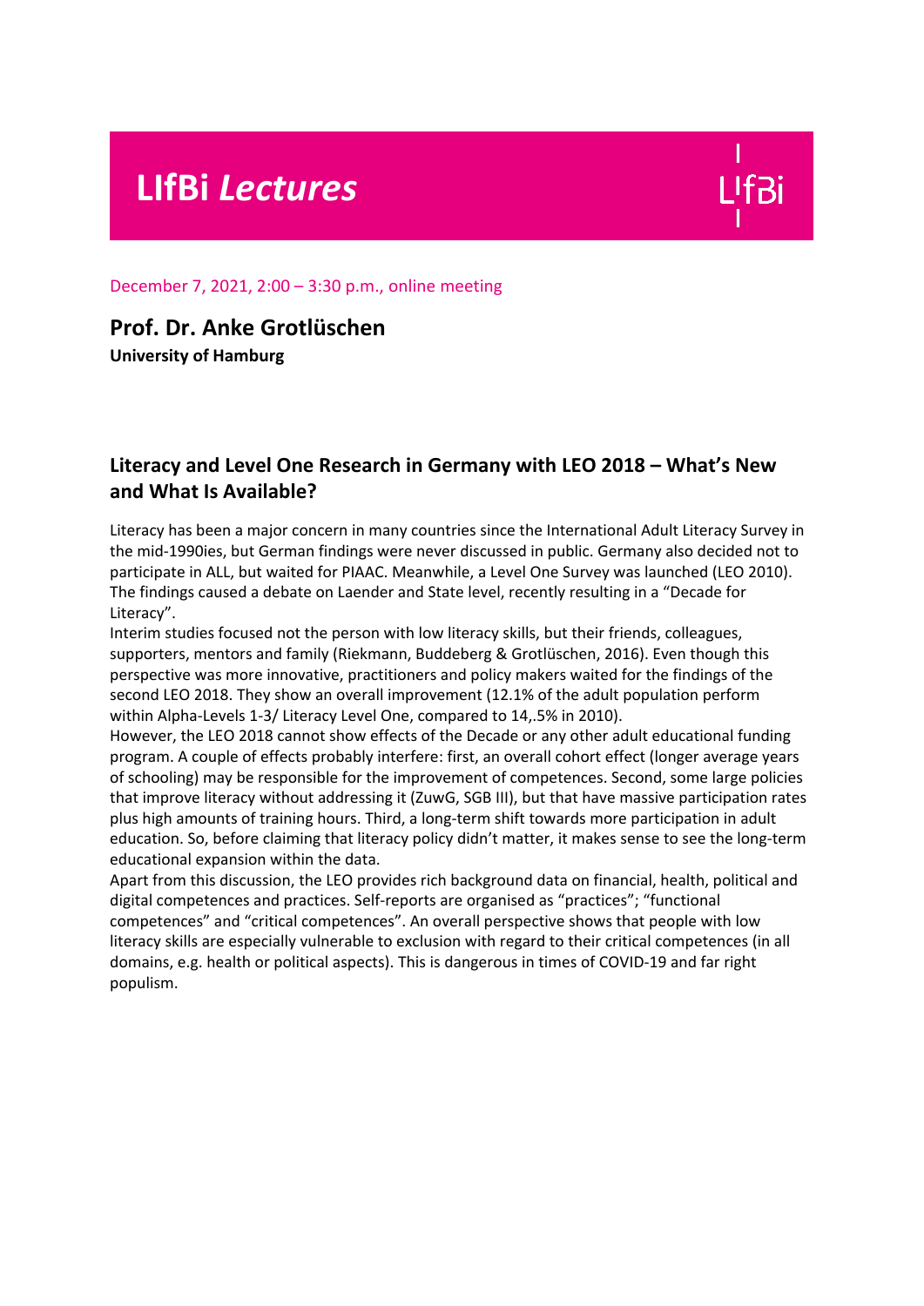# LIfBi *Lectures*

December 7, 2021, 2:00 – 3:30 p.m., online meeting

## Prof. Dr. Anke Grotlüschen

**University of Hamburg**

### Literacy and Level One Research in Germany with LEO 2018 – What's New and What Is Available?

Literacy has been a major concern in many countries since the International Adult Literacy Survey in the mid-1990ies, but German findings were never discussed in public. Germany also decided not to participate in ALL, but waited for PIAAC. Meanwhile, a Level One Survey was launched (LEO 2010). The findings caused a debate on Laender and State level, recently resulting in a "Decade for Literacy".

Interim studies focused not the person with low literacy skills, but their friends, colleagues, supporters, mentors and family (Riekmann, Buddeberg & Grotlüschen, 2016). Even though this perspective was more innovative, practitioners and policy makers waited for the findings of the second LEO 2018. They show an overall improvement (12.1% of the adult population perform within Alpha-Levels 1-3/ Literacy Level One, compared to 14,.5% in 2010).

However, the LEO 2018 cannot show effects of the Decade or any other adult educational funding program. A couple of effects probably interfere: first, an overall cohort effect (longer average years of schooling) may be responsible for the improvement of competences. Second, some large policies that improve literacy without addressing it (ZuwG, SGB III), but that have massive participation rates plus high amounts of training hours. Third, a long-term shift towards more participation in adult education. So, before claiming that literacy policy didn't matter, it makes sense to see the long-term educational expansion within the data.

Apart from this discussion, the LEO provides rich background data on financial, health, political and digital competences and practices. Self-reports are organised as "practices"; "functional competences" and "critical competences". An overall perspective shows that people with low literacy skills are especially vulnerable to exclusion with regard to their critical competences (in all domains, e.g. health or political aspects). This is dangerous in times of COVID-19 and far right populism.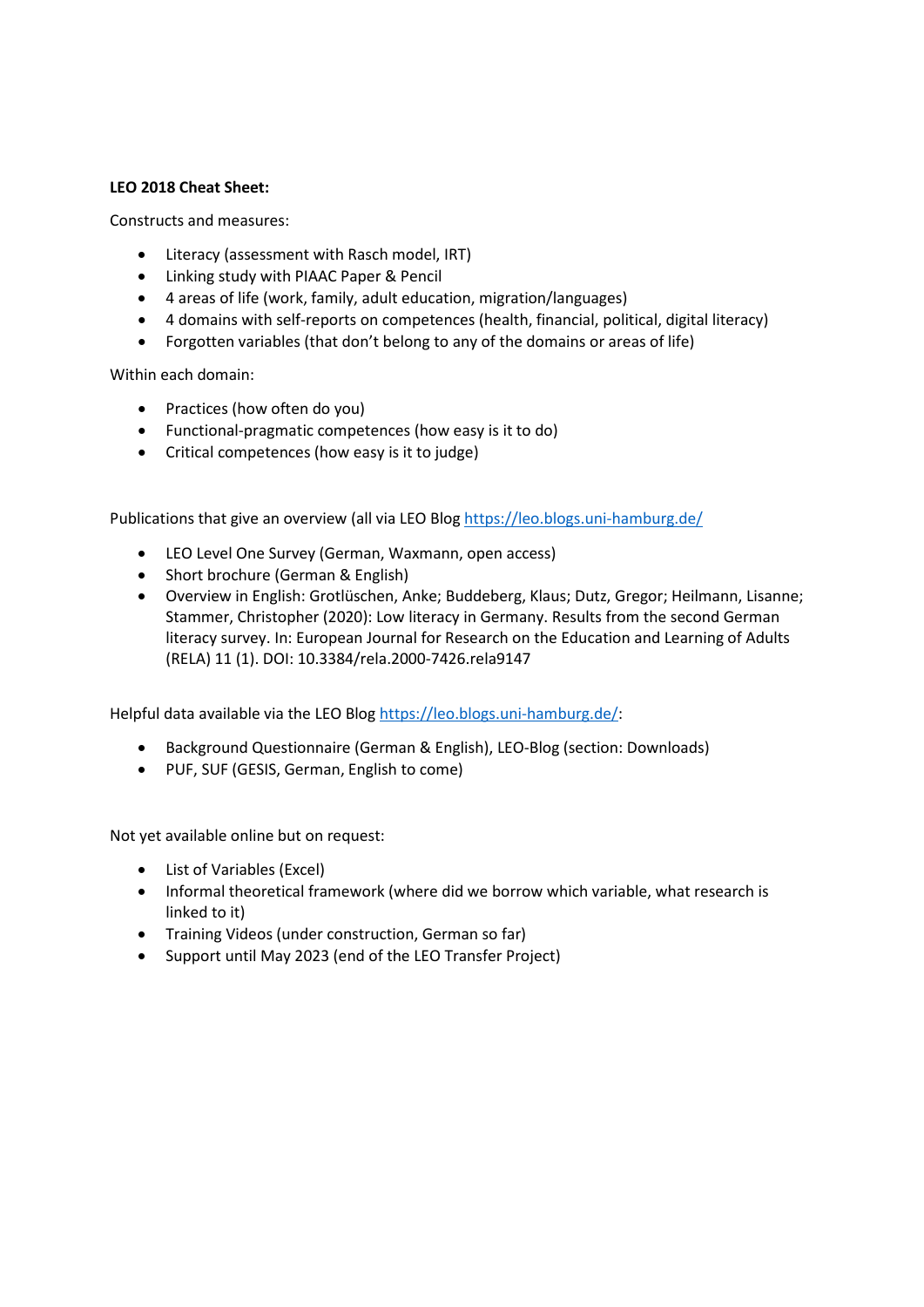**LEO 2018 Cheat Sheet:**

Constructs and measures:

- Literacy (assessment with Rasch model, IRT)
- Linking study with PIAAC Paper & Pencil
- 4 areas of life (work, family, adult education, migration/languages)
- 4 domains with self-reports on competences (health, financial, political, digital literacy)
- Forgotten variables (that don't belong to any of the domains or areas of life)

Within each domain:

- Practices (how often do you)
- Functional-pragmatic competences (how easy is it to do)
- Critical competences (how easy is it to judge)

Publications that give an overview (all via LEO Blog https://leo.blogs.uni-hamburg.de/

- LEO Level One Survey (German, Waxmann, open access)
- Short brochure (German & English)
- Overview in English: Grotlüschen, Anke; Buddeberg, Klaus; Dutz, Gregor; Heilmann, Lisanne; Stammer, Christopher (2020): Low literacy in Germany. Results from the second German literacy survey. In: European Journal for Research on the Education and Learning of Adults (RELA) 11 (1). DOI: 10.3384/rela.2000-7426.rela9147

Helpful data available via the LEO Blog https://leo.blogs.uni-hamburg.de/:

- Background Questionnaire (German & English), LEO-Blog (section: Downloads)
- PUF, SUF (GESIS, German, English to come)

Not yet available online but on request:

- List of Variables (Excel)
- Informal theoretical framework (where did we borrow which variable, what research is linked to it)
- Training Videos (under construction, German so far)
- Support until May 2023 (end of the LEO Transfer Project)